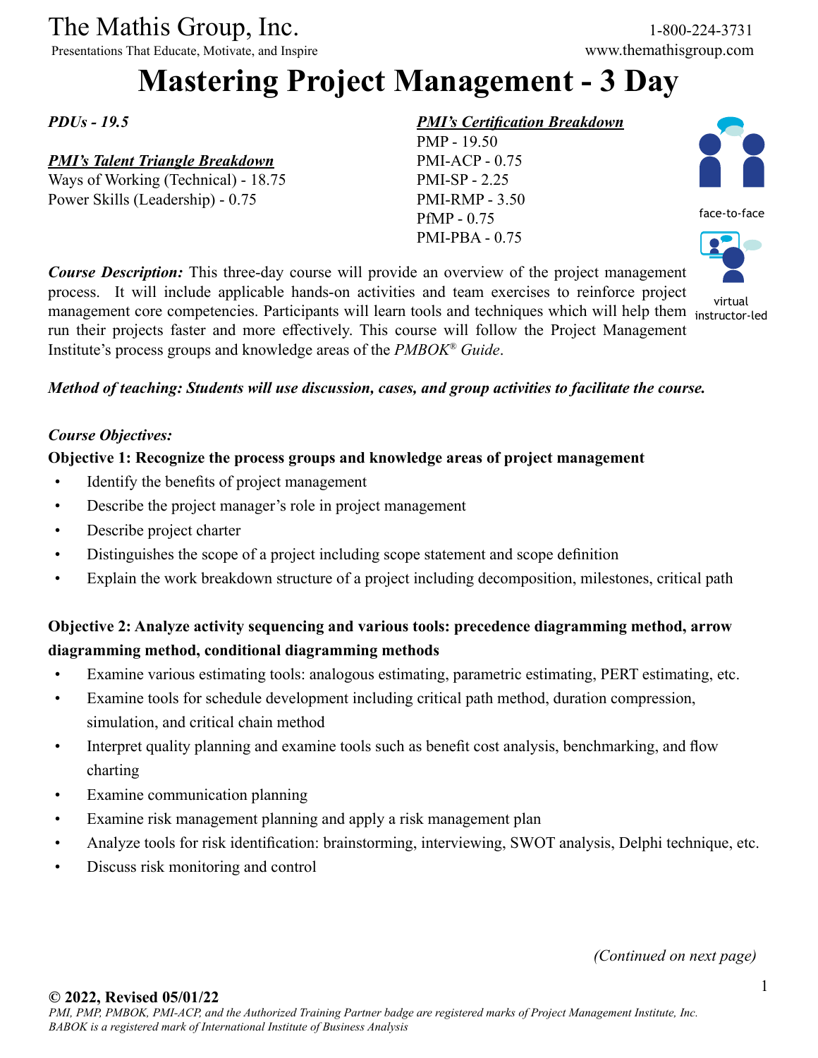The Mathis Group, Inc.
Presentations That Educate, Motivate, and Inspire

1-800-224-3731
www.themathisgroup.com

# Mastering Project Management - 3 Day

*PDUs - 19.5*

***PMI's Talent Triangle Breakdown***
Ways of Working (Technical) - 18.75
Power Skills (Leadership) - 0.75

***PMI's Certification Breakdown***
PMP - 19.50
PMI-ACP - 0.75
PMI-SP - 2.25
PMI-RMP - 3.50
PfMP - 0.75
PMI-PBA - 0.75

face-to-face

virtual instructor-led

***Course Description:*** This three-day course will provide an overview of the project management process. It will include applicable hands-on activities and team exercises to reinforce project management core competencies. Participants will learn tools and techniques which will help them run their projects faster and more effectively. This course will follow the Project Management Institute's process groups and knowledge areas of the *PMBOK® Guide*.

***Method of teaching: Students will use discussion, cases, and group activities to facilitate the course.***

***Course Objectives:***

**Objective 1: Recognize the process groups and knowledge areas of project management**

- Identify the benefits of project management
- Describe the project manager's role in project management
- Describe project charter
- Distinguishes the scope of a project including scope statement and scope definition
- Explain the work breakdown structure of a project including decomposition, milestones, critical path

**Objective 2: Analyze activity sequencing and various tools: precedence diagramming method, arrow diagramming method, conditional diagramming methods**

- Examine various estimating tools: analogous estimating, parametric estimating, PERT estimating, etc.
- Examine tools for schedule development including critical path method, duration compression, simulation, and critical chain method
- Interpret quality planning and examine tools such as benefit cost analysis, benchmarking, and flow charting
- Examine communication planning
- Examine risk management planning and apply a risk management plan
- Analyze tools for risk identification: brainstorming, interviewing, SWOT analysis, Delphi technique, etc.
- Discuss risk monitoring and control

*(Continued on next page)*

**© 2022, Revised 05/01/22**
*PMI, PMP, PMBOK, PMI-ACP, and the Authorized Training Partner badge are registered marks of Project Management Institute, Inc. BABOK is a registered mark of International Institute of Business Analysis*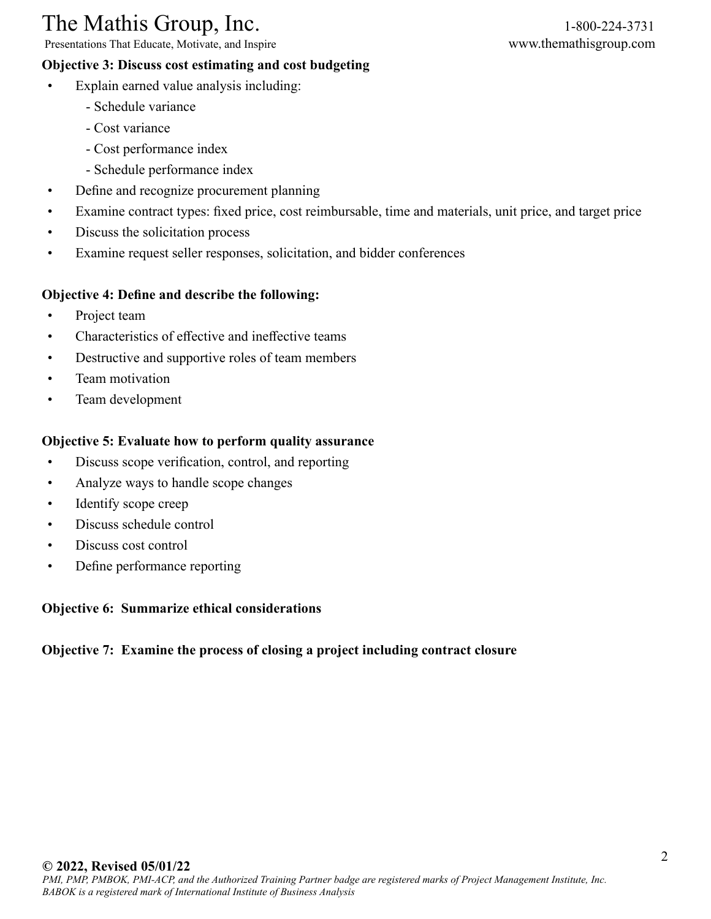**Objective 3: Discuss cost estimating and cost budgeting**

- Explain earned value analysis including:
  - Schedule variance
  - Cost variance
  - Cost performance index
  - Schedule performance index
- Define and recognize procurement planning
- Examine contract types: fixed price, cost reimbursable, time and materials, unit price, and target price
- Discuss the solicitation process
- Examine request seller responses, solicitation, and bidder conferences

**Objective 4: Define and describe the following:**

- Project team
- Characteristics of effective and ineffective teams
- Destructive and supportive roles of team members
- Team motivation
- Team development

**Objective 5: Evaluate how to perform quality assurance**

- Discuss scope verification, control, and reporting
- Analyze ways to handle scope changes
- Identify scope creep
- Discuss schedule control
- Discuss cost control
- Define performance reporting

**Objective 6: Summarize ethical considerations**

**Objective 7: Examine the process of closing a project including contract closure**